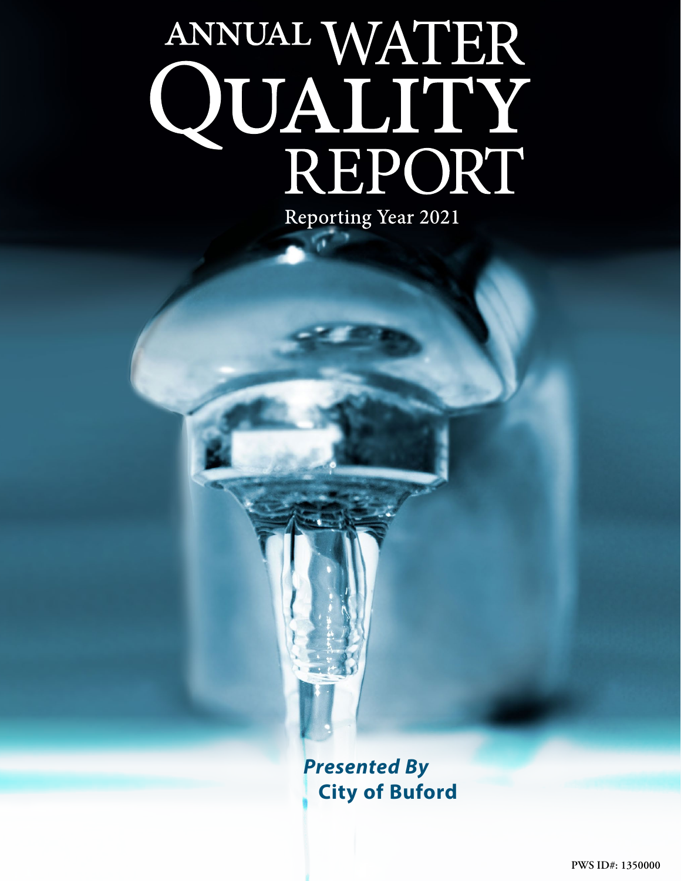# ANNUAL WATER QUALITY REPORT

Reporting Year 2021

***Presented By***
**City of Buford**

PWS ID#: 1350000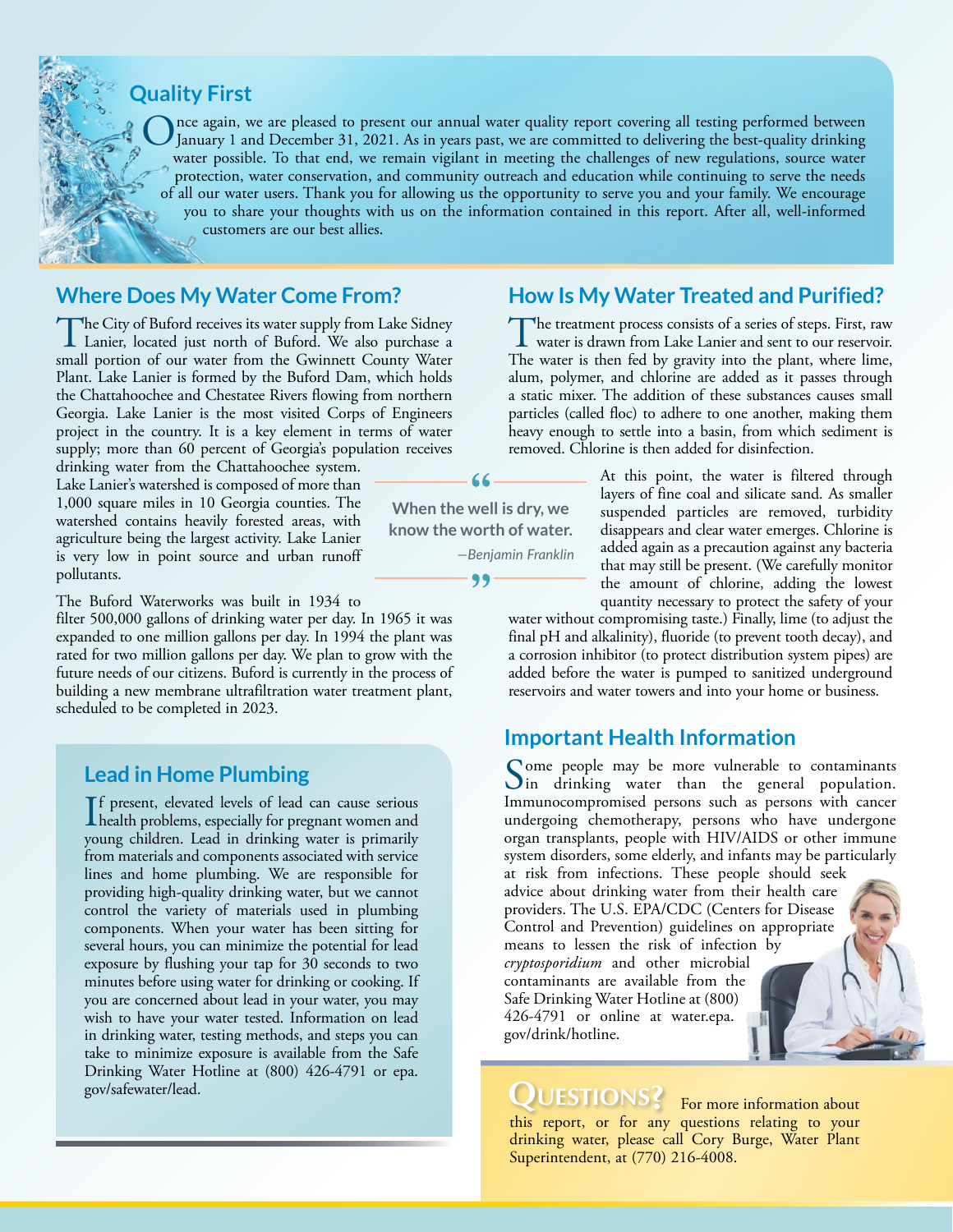## Quality First

Once again, we are pleased to present our annual water quality report covering all testing performed between January 1 and December 31, 2021. As in years past, we are committed to delivering the best-quality drinking water possible. To that end, we remain vigilant in meeting the challenges of new regulations, source water protection, water conservation, and community outreach and education while continuing to serve the needs of all our water users. Thank you for allowing us the opportunity to serve you and your family. We encourage you to share your thoughts with us on the information contained in this report. After all, well-informed customers are our best allies.

## Where Does My Water Come From?

The City of Buford receives its water supply from Lake Sidney Lanier, located just north of Buford. We also purchase a small portion of our water from the Gwinnett County Water Plant. Lake Lanier is formed by the Buford Dam, which holds the Chattahoochee and Chestatee Rivers flowing from northern Georgia. Lake Lanier is the most visited Corps of Engineers project in the country. It is a key element in terms of water supply; more than 60 percent of Georgia's population receives drinking water from the Chattahoochee system. Lake Lanier's watershed is composed of more than 1,000 square miles in 10 Georgia counties. The watershed contains heavily forested areas, with agriculture being the largest activity. Lake Lanier is very low in point source and urban runoff pollutants.

The Buford Waterworks was built in 1934 to filter 500,000 gallons of drinking water per day. In 1965 it was expanded to one million gallons per day. In 1994 the plant was rated for two million gallons per day. We plan to grow with the future needs of our citizens. Buford is currently in the process of building a new membrane ultrafiltration water treatment plant, scheduled to be completed in 2023.

> When the well is dry, we know the worth of water.
>
> —*Benjamin Franklin*

## How Is My Water Treated and Purified?

The treatment process consists of a series of steps. First, raw water is drawn from Lake Lanier and sent to our reservoir. The water is then fed by gravity into the plant, where lime, alum, polymer, and chlorine are added as it passes through a static mixer. The addition of these substances causes small particles (called floc) to adhere to one another, making them heavy enough to settle into a basin, from which sediment is removed. Chlorine is then added for disinfection.

At this point, the water is filtered through layers of fine coal and silicate sand. As smaller suspended particles are removed, turbidity disappears and clear water emerges. Chlorine is added again as a precaution against any bacteria that may still be present. (We carefully monitor the amount of chlorine, adding the lowest quantity necessary to protect the safety of your water without compromising taste.) Finally, lime (to adjust the final pH and alkalinity), fluoride (to prevent tooth decay), and a corrosion inhibitor (to protect distribution system pipes) are added before the water is pumped to sanitized underground reservoirs and water towers and into your home or business.

## Lead in Home Plumbing

If present, elevated levels of lead can cause serious health problems, especially for pregnant women and young children. Lead in drinking water is primarily from materials and components associated with service lines and home plumbing. We are responsible for providing high-quality drinking water, but we cannot control the variety of materials used in plumbing components. When your water has been sitting for several hours, you can minimize the potential for lead exposure by flushing your tap for 30 seconds to two minutes before using water for drinking or cooking. If you are concerned about lead in your water, you may wish to have your water tested. Information on lead in drinking water, testing methods, and steps you can take to minimize exposure is available from the Safe Drinking Water Hotline at (800) 426-4791 or epa.gov/safewater/lead.

## Important Health Information

Some people may be more vulnerable to contaminants in drinking water than the general population. Immunocompromised persons such as persons with cancer undergoing chemotherapy, persons who have undergone organ transplants, people with HIV/AIDS or other immune system disorders, some elderly, and infants may be particularly at risk from infections. These people should seek advice about drinking water from their health care providers. The U.S. EPA/CDC (Centers for Disease Control and Prevention) guidelines on appropriate means to lessen the risk of infection by *cryptosporidium* and other microbial contaminants are available from the Safe Drinking Water Hotline at (800) 426-4791 or online at water.epa.gov/drink/hotline.

## Questions?

For more information about this report, or for any questions relating to your drinking water, please call Cory Burge, Water Plant Superintendent, at (770) 216-4008.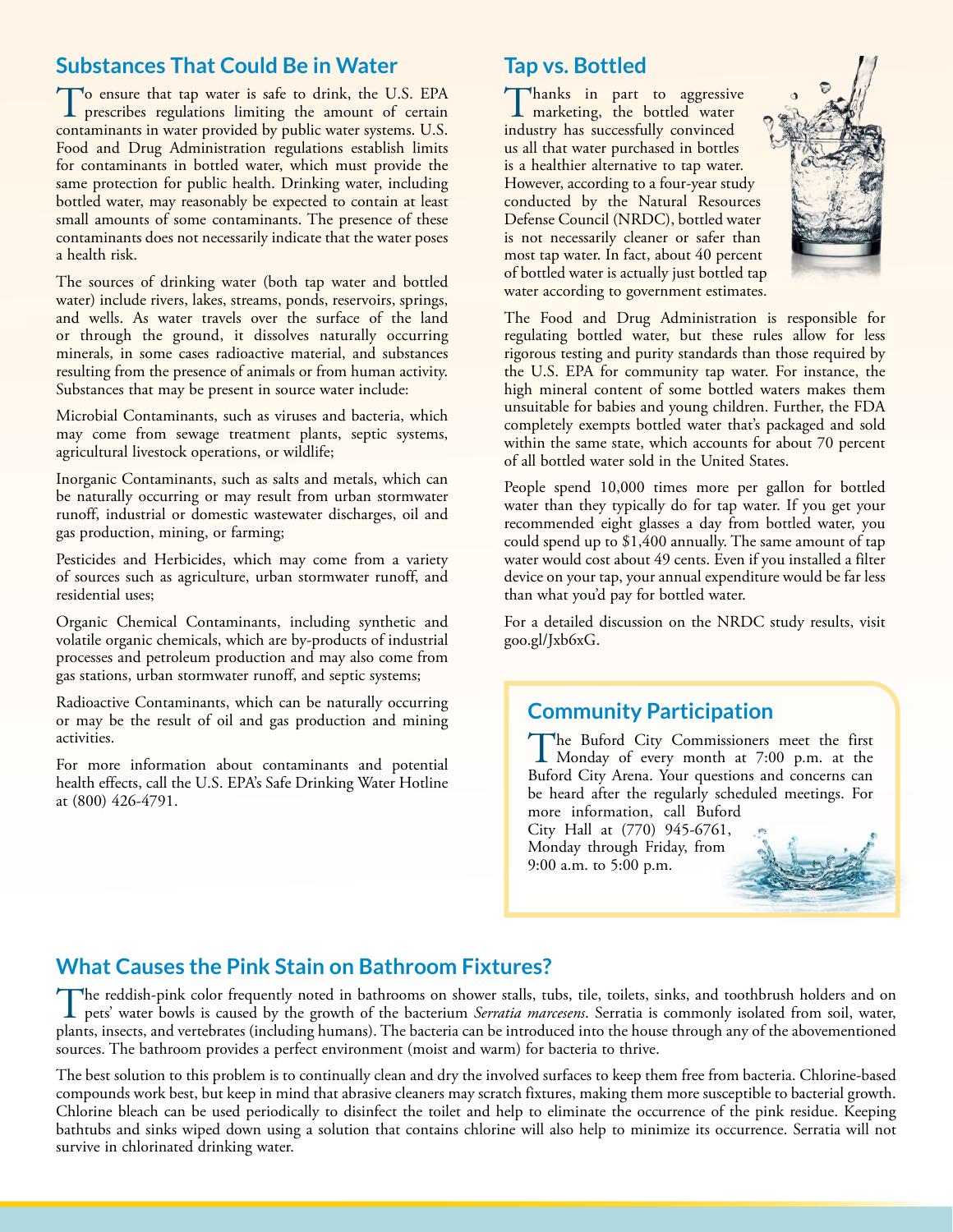## Substances That Could Be in Water

To ensure that tap water is safe to drink, the U.S. EPA prescribes regulations limiting the amount of certain contaminants in water provided by public water systems. U.S. Food and Drug Administration regulations establish limits for contaminants in bottled water, which must provide the same protection for public health. Drinking water, including bottled water, may reasonably be expected to contain at least small amounts of some contaminants. The presence of these contaminants does not necessarily indicate that the water poses a health risk.

The sources of drinking water (both tap water and bottled water) include rivers, lakes, streams, ponds, reservoirs, springs, and wells. As water travels over the surface of the land or through the ground, it dissolves naturally occurring minerals, in some cases radioactive material, and substances resulting from the presence of animals or from human activity. Substances that may be present in source water include:

Microbial Contaminants, such as viruses and bacteria, which may come from sewage treatment plants, septic systems, agricultural livestock operations, or wildlife;

Inorganic Contaminants, such as salts and metals, which can be naturally occurring or may result from urban stormwater runoff, industrial or domestic wastewater discharges, oil and gas production, mining, or farming;

Pesticides and Herbicides, which may come from a variety of sources such as agriculture, urban stormwater runoff, and residential uses;

Organic Chemical Contaminants, including synthetic and volatile organic chemicals, which are by-products of industrial processes and petroleum production and may also come from gas stations, urban stormwater runoff, and septic systems;

Radioactive Contaminants, which can be naturally occurring or may be the result of oil and gas production and mining activities.

For more information about contaminants and potential health effects, call the U.S. EPA's Safe Drinking Water Hotline at (800) 426-4791.

## Tap vs. Bottled

Thanks in part to aggressive marketing, the bottled water industry has successfully convinced us all that water purchased in bottles is a healthier alternative to tap water. However, according to a four-year study conducted by the Natural Resources Defense Council (NRDC), bottled water is not necessarily cleaner or safer than most tap water. In fact, about 40 percent of bottled water is actually just bottled tap water according to government estimates.

The Food and Drug Administration is responsible for regulating bottled water, but these rules allow for less rigorous testing and purity standards than those required by the U.S. EPA for community tap water. For instance, the high mineral content of some bottled waters makes them unsuitable for babies and young children. Further, the FDA completely exempts bottled water that's packaged and sold within the same state, which accounts for about 70 percent of all bottled water sold in the United States.

People spend 10,000 times more per gallon for bottled water than they typically do for tap water. If you get your recommended eight glasses a day from bottled water, you could spend up to $1,400 annually. The same amount of tap water would cost about 49 cents. Even if you installed a filter device on your tap, your annual expenditure would be far less than what you'd pay for bottled water.

For a detailed discussion on the NRDC study results, visit goo.gl/Jxb6xG.

## Community Participation

The Buford City Commissioners meet the first Monday of every month at 7:00 p.m. at the Buford City Arena. Your questions and concerns can be heard after the regularly scheduled meetings. For more information, call Buford City Hall at (770) 945-6761, Monday through Friday, from 9:00 a.m. to 5:00 p.m.

## What Causes the Pink Stain on Bathroom Fixtures?

The reddish-pink color frequently noted in bathrooms on shower stalls, tubs, tile, toilets, sinks, and toothbrush holders and on pets' water bowls is caused by the growth of the bacterium *Serratia marcesens*. Serratia is commonly isolated from soil, water, plants, insects, and vertebrates (including humans). The bacteria can be introduced into the house through any of the abovementioned sources. The bathroom provides a perfect environment (moist and warm) for bacteria to thrive.

The best solution to this problem is to continually clean and dry the involved surfaces to keep them free from bacteria. Chlorine-based compounds work best, but keep in mind that abrasive cleaners may scratch fixtures, making them more susceptible to bacterial growth. Chlorine bleach can be used periodically to disinfect the toilet and help to eliminate the occurrence of the pink residue. Keeping bathtubs and sinks wiped down using a solution that contains chlorine will also help to minimize its occurrence. Serratia will not survive in chlorinated drinking water.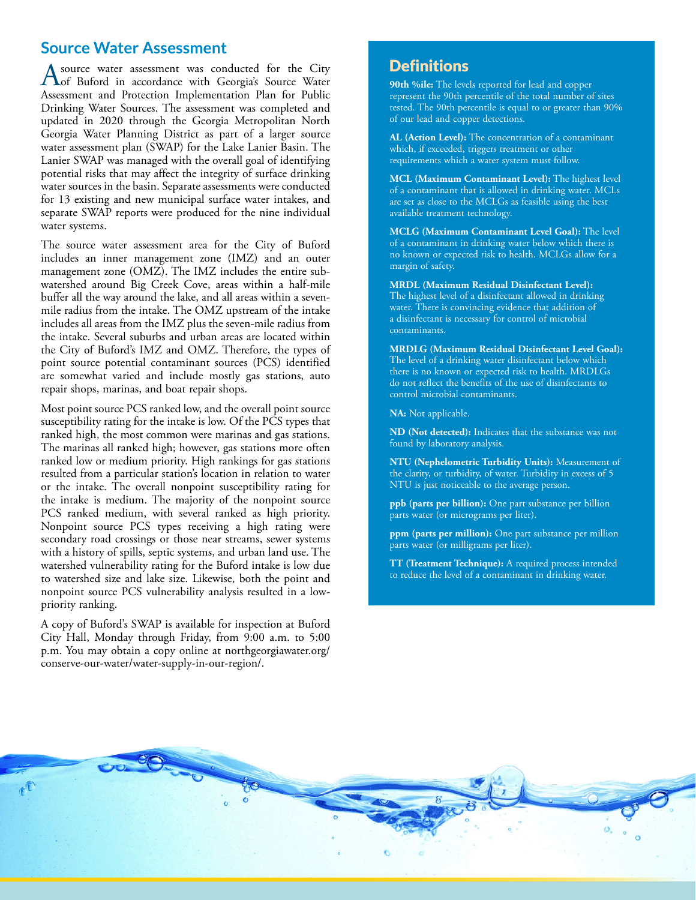## Source Water Assessment

A source water assessment was conducted for the City of Buford in accordance with Georgia's Source Water Assessment and Protection Implementation Plan for Public Drinking Water Sources. The assessment was completed and updated in 2020 through the Georgia Metropolitan North Georgia Water Planning District as part of a larger source water assessment plan (SWAP) for the Lake Lanier Basin. The Lanier SWAP was managed with the overall goal of identifying potential risks that may affect the integrity of surface drinking water sources in the basin. Separate assessments were conducted for 13 existing and new municipal surface water intakes, and separate SWAP reports were produced for the nine individual water systems.

The source water assessment area for the City of Buford includes an inner management zone (IMZ) and an outer management zone (OMZ). The IMZ includes the entire sub-watershed around Big Creek Cove, areas within a half-mile buffer all the way around the lake, and all areas within a seven-mile radius from the intake. The OMZ upstream of the intake includes all areas from the IMZ plus the seven-mile radius from the intake. Several suburbs and urban areas are located within the City of Buford's IMZ and OMZ. Therefore, the types of point source potential contaminant sources (PCS) identified are somewhat varied and include mostly gas stations, auto repair shops, marinas, and boat repair shops.

Most point source PCS ranked low, and the overall point source susceptibility rating for the intake is low. Of the PCS types that ranked high, the most common were marinas and gas stations. The marinas all ranked high; however, gas stations more often ranked low or medium priority. High rankings for gas stations resulted from a particular station's location in relation to water or the intake. The overall nonpoint susceptibility rating for the intake is medium. The majority of the nonpoint source PCS ranked medium, with several ranked as high priority. Nonpoint source PCS types receiving a high rating were secondary road crossings or those near streams, sewer systems with a history of spills, septic systems, and urban land use. The watershed vulnerability rating for the Buford intake is low due to watershed size and lake size. Likewise, both the point and nonpoint source PCS vulnerability analysis resulted in a low-priority ranking.

A copy of Buford's SWAP is available for inspection at Buford City Hall, Monday through Friday, from 9:00 a.m. to 5:00 p.m. You may obtain a copy online at northgeorgiawater.org/conserve-our-water/water-supply-in-our-region/.

## Definitions

**90th %ile:** The levels reported for lead and copper represent the 90th percentile of the total number of sites tested. The 90th percentile is equal to or greater than 90% of our lead and copper detections.

**AL (Action Level):** The concentration of a contaminant which, if exceeded, triggers treatment or other requirements which a water system must follow.

**MCL (Maximum Contaminant Level):** The highest level of a contaminant that is allowed in drinking water. MCLs are set as close to the MCLGs as feasible using the best available treatment technology.

**MCLG (Maximum Contaminant Level Goal):** The level of a contaminant in drinking water below which there is no known or expected risk to health. MCLGs allow for a margin of safety.

**MRDL (Maximum Residual Disinfectant Level):** The highest level of a disinfectant allowed in drinking water. There is convincing evidence that addition of a disinfectant is necessary for control of microbial contaminants.

**MRDLG (Maximum Residual Disinfectant Level Goal):** The level of a drinking water disinfectant below which there is no known or expected risk to health. MRDLGs do not reflect the benefits of the use of disinfectants to control microbial contaminants.

**NA:** Not applicable.

**ND (Not detected):** Indicates that the substance was not found by laboratory analysis.

**NTU (Nephelometric Turbidity Units):** Measurement of the clarity, or turbidity, of water. Turbidity in excess of 5 NTU is just noticeable to the average person.

**ppb (parts per billion):** One part substance per billion parts water (or micrograms per liter).

**ppm (parts per million):** One part substance per million parts water (or milligrams per liter).

**TT (Treatment Technique):** A required process intended to reduce the level of a contaminant in drinking water.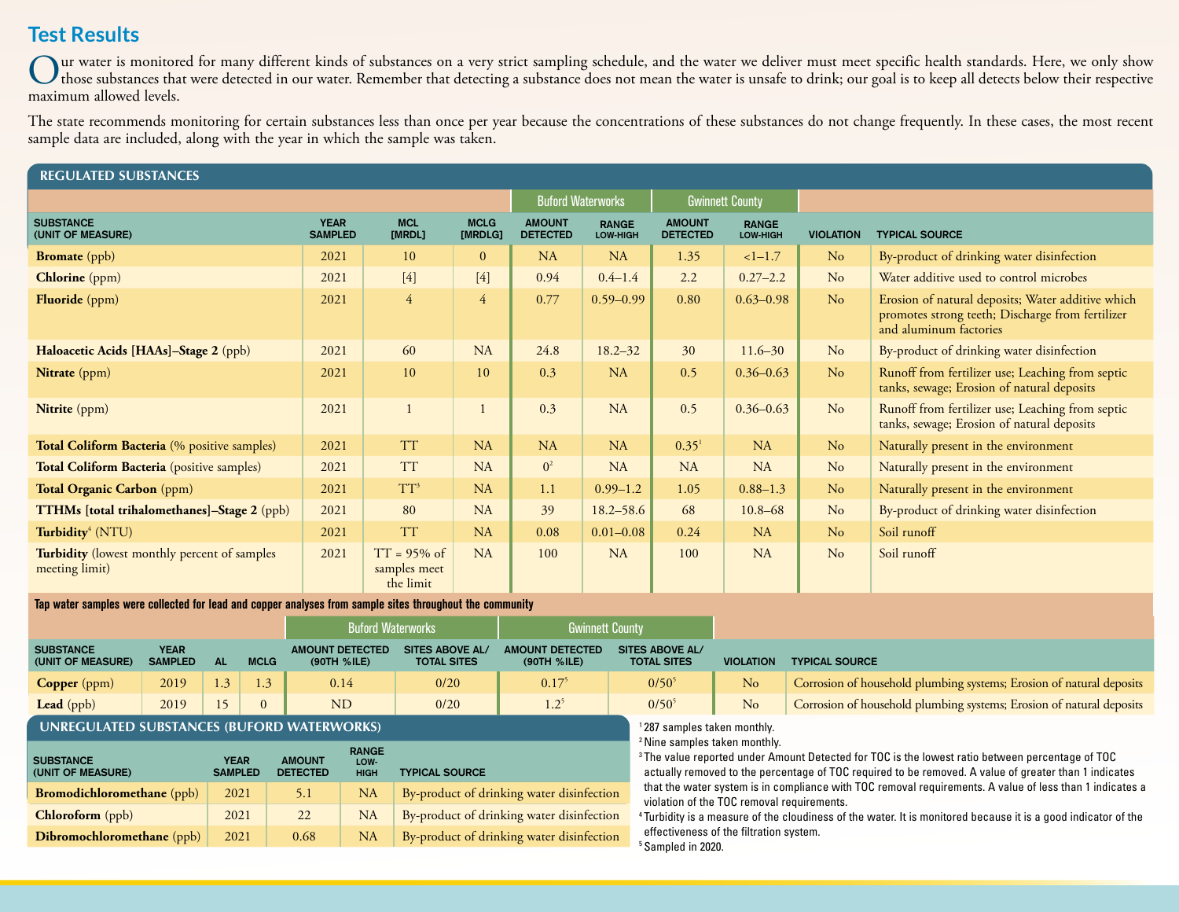## Test Results

Our water is monitored for many different kinds of substances on a very strict sampling schedule, and the water we deliver must meet specific health standards. Here, we only show those substances that were detected in our water. Remember that detecting a substance does not mean the water is unsafe to drink; our goal is to keep all detects below their respective maximum allowed levels.

The state recommends monitoring for certain substances less than once per year because the concentrations of these substances do not change frequently. In these cases, the most recent sample data are included, along with the year in which the sample was taken.

### REGULATED SUBSTANCES

| | | | | Buford Waterworks | | Gwinnett County | | | |
|---|---|---|---|---|---|---|---|---|---|
| SUBSTANCE (UNIT OF MEASURE) | YEAR SAMPLED | MCL [MRDL] | MCLG [MRDLG] | AMOUNT DETECTED | RANGE LOW-HIGH | AMOUNT DETECTED | RANGE LOW-HIGH | VIOLATION | TYPICAL SOURCE |
| **Bromate** (ppb) | 2021 | 10 | 0 | NA | NA | 1.35 | <1–1.7 | No | By-product of drinking water disinfection |
| **Chlorine** (ppm) | 2021 | [4] | [4] | 0.94 | 0.4–1.4 | 2.2 | 0.27–2.2 | No | Water additive used to control microbes |
| **Fluoride** (ppm) | 2021 | 4 | 4 | 0.77 | 0.59–0.99 | 0.80 | 0.63–0.98 | No | Erosion of natural deposits; Water additive which promotes strong teeth; Discharge from fertilizer and aluminum factories |
| **Haloacetic Acids [HAAs]–Stage 2** (ppb) | 2021 | 60 | NA | 24.8 | 18.2–32 | 30 | 11.6–30 | No | By-product of drinking water disinfection |
| **Nitrate** (ppm) | 2021 | 10 | 10 | 0.3 | NA | 0.5 | 0.36–0.63 | No | Runoff from fertilizer use; Leaching from septic tanks, sewage; Erosion of natural deposits |
| **Nitrite** (ppm) | 2021 | 1 | 1 | 0.3 | NA | 0.5 | 0.36–0.63 | No | Runoff from fertilizer use; Leaching from septic tanks, sewage; Erosion of natural deposits |
| **Total Coliform Bacteria** (% positive samples) | 2021 | TT | NA | NA | NA | 0.35[1] | NA | No | Naturally present in the environment |
| **Total Coliform Bacteria** (positive samples) | 2021 | TT | NA | 0[2] | NA | NA | NA | No | Naturally present in the environment |
| **Total Organic Carbon** (ppm) | 2021 | TT[3] | NA | 1.1 | 0.99–1.2 | 1.05 | 0.88–1.3 | No | Naturally present in the environment |
| **TTHMs [total trihalomethanes]–Stage 2** (ppb) | 2021 | 80 | NA | 39 | 18.2–58.6 | 68 | 10.8–68 | No | By-product of drinking water disinfection |
| **Turbidity**[4] (NTU) | 2021 | TT | NA | 0.08 | 0.01–0.08 | 0.24 | NA | No | Soil runoff |
| **Turbidity** (lowest monthly percent of samples meeting limit) | 2021 | TT = 95% of samples meet the limit | NA | 100 | NA | 100 | NA | No | Soil runoff |

**Tap water samples were collected for lead and copper analyses from sample sites throughout the community**

| | | | | Buford Waterworks | | Gwinnett County | | | |
|---|---|---|---|---|---|---|---|---|---|
| SUBSTANCE (UNIT OF MEASURE) | YEAR SAMPLED | AL | MCLG | AMOUNT DETECTED (90TH %ILE) | SITES ABOVE AL/ TOTAL SITES | AMOUNT DETECTED (90TH %ILE) | SITES ABOVE AL/ TOTAL SITES | VIOLATION | TYPICAL SOURCE |
| **Copper** (ppm) | 2019 | 1.3 | 1.3 | 0.14 | 0/20 | 0.17[5] | 0/50[5] | No | Corrosion of household plumbing systems; Erosion of natural deposits |
| **Lead** (ppb) | 2019 | 15 | 0 | ND | 0/20 | 1.2[5] | 0/50[5] | No | Corrosion of household plumbing systems; Erosion of natural deposits |

### UNREGULATED SUBSTANCES (BUFORD WATERWORKS)

| SUBSTANCE (UNIT OF MEASURE) | YEAR SAMPLED | AMOUNT DETECTED | RANGE LOW-HIGH | TYPICAL SOURCE |
|---|---|---|---|---|
| **Bromodichloromethane** (ppb) | 2021 | 5.1 | NA | By-product of drinking water disinfection |
| **Chloroform** (ppb) | 2021 | 22 | NA | By-product of drinking water disinfection |
| **Dibromochloromethane** (ppb) | 2021 | 0.68 | NA | By-product of drinking water disinfection |

[1] 287 samples taken monthly.

[2] Nine samples taken monthly.

[3] The value reported under Amount Detected for TOC is the lowest ratio between percentage of TOC actually removed to the percentage of TOC required to be removed. A value of greater than 1 indicates that the water system is in compliance with TOC removal requirements. A value of less than 1 indicates a violation of the TOC removal requirements.

[4] Turbidity is a measure of the cloudiness of the water. It is monitored because it is a good indicator of the effectiveness of the filtration system.

[5] Sampled in 2020.